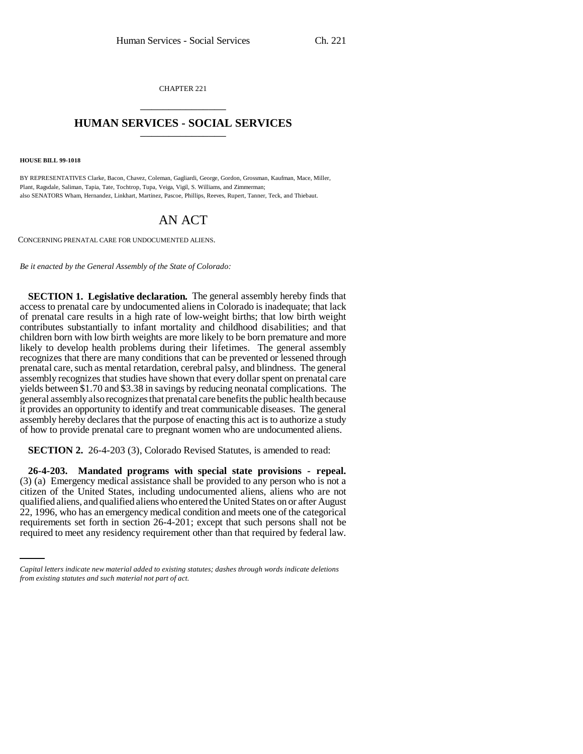CHAPTER 221

# HUMAN SERVICES - SOCIAL SERVICES

**HOUSE BILL 99-1018**

BY REPRESENTATIVES Clarke, Bacon, Chavez, Coleman, Gagliardi, George, Gordon, Grossman, Kaufman, Mace, Miller, Plant, Ragsdale, Saliman, Tapia, Tate, Tochtrop, Tupa, Veiga, Vigil, S. Williams, and Zimmerman;
also SENATORS Wham, Hernandez, Linkhart, Martinez, Pascoe, Phillips, Reeves, Rupert, Tanner, Teck, and Thiebaut.

# AN ACT

CONCERNING PRENATAL CARE FOR UNDOCUMENTED ALIENS.

*Be it enacted by the General Assembly of the State of Colorado:*

**SECTION 1. Legislative declaration.** The general assembly hereby finds that access to prenatal care by undocumented aliens in Colorado is inadequate; that lack of prenatal care results in a high rate of low-weight births; that low birth weight contributes substantially to infant mortality and childhood disabilities; and that children born with low birth weights are more likely to be born premature and more likely to develop health problems during their lifetimes. The general assembly recognizes that there are many conditions that can be prevented or lessened through prenatal care, such as mental retardation, cerebral palsy, and blindness. The general assembly recognizes that studies have shown that every dollar spent on prenatal care yields between $1.70 and $3.38 in savings by reducing neonatal complications. The general assembly also recognizes that prenatal care benefits the public health because it provides an opportunity to identify and treat communicable diseases. The general assembly hereby declares that the purpose of enacting this act is to authorize a study of how to provide prenatal care to pregnant women who are undocumented aliens.

**SECTION 2.** 26-4-203 (3), Colorado Revised Statutes, is amended to read:

**26-4-203. Mandated programs with special state provisions - repeal.** (3) (a) Emergency medical assistance shall be provided to any person who is not a citizen of the United States, including undocumented aliens, aliens who are not qualified aliens, and qualified aliens who entered the United States on or after August 22, 1996, who has an emergency medical condition and meets one of the categorical requirements set forth in section 26-4-201; except that such persons shall not be required to meet any residency requirement other than that required by federal law.

*Capital letters indicate new material added to existing statutes; dashes through words indicate deletions from existing statutes and such material not part of act.*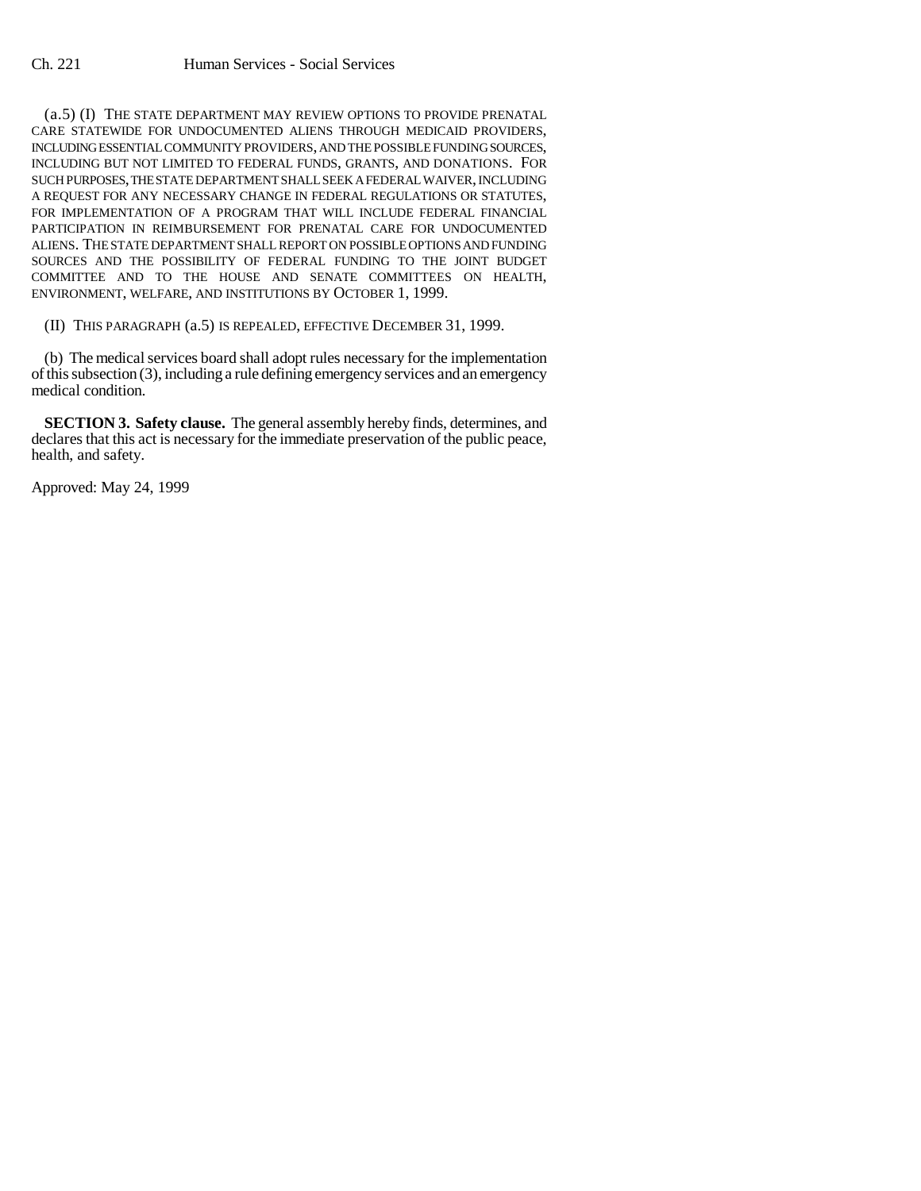(a.5) (I) THE STATE DEPARTMENT MAY REVIEW OPTIONS TO PROVIDE PRENATAL CARE STATEWIDE FOR UNDOCUMENTED ALIENS THROUGH MEDICAID PROVIDERS, INCLUDING ESSENTIAL COMMUNITY PROVIDERS, AND THE POSSIBLE FUNDING SOURCES, INCLUDING BUT NOT LIMITED TO FEDERAL FUNDS, GRANTS, AND DONATIONS. FOR SUCH PURPOSES, THE STATE DEPARTMENT SHALL SEEK A FEDERAL WAIVER, INCLUDING A REQUEST FOR ANY NECESSARY CHANGE IN FEDERAL REGULATIONS OR STATUTES, FOR IMPLEMENTATION OF A PROGRAM THAT WILL INCLUDE FEDERAL FINANCIAL PARTICIPATION IN REIMBURSEMENT FOR PRENATAL CARE FOR UNDOCUMENTED ALIENS. THE STATE DEPARTMENT SHALL REPORT ON POSSIBLE OPTIONS AND FUNDING SOURCES AND THE POSSIBILITY OF FEDERAL FUNDING TO THE JOINT BUDGET COMMITTEE AND TO THE HOUSE AND SENATE COMMITTEES ON HEALTH, ENVIRONMENT, WELFARE, AND INSTITUTIONS BY OCTOBER 1, 1999.

(II) THIS PARAGRAPH (a.5) IS REPEALED, EFFECTIVE DECEMBER 31, 1999.

(b) The medical services board shall adopt rules necessary for the implementation of this subsection (3), including a rule defining emergency services and an emergency medical condition.

**SECTION 3. Safety clause.** The general assembly hereby finds, determines, and declares that this act is necessary for the immediate preservation of the public peace, health, and safety.

Approved: May 24, 1999